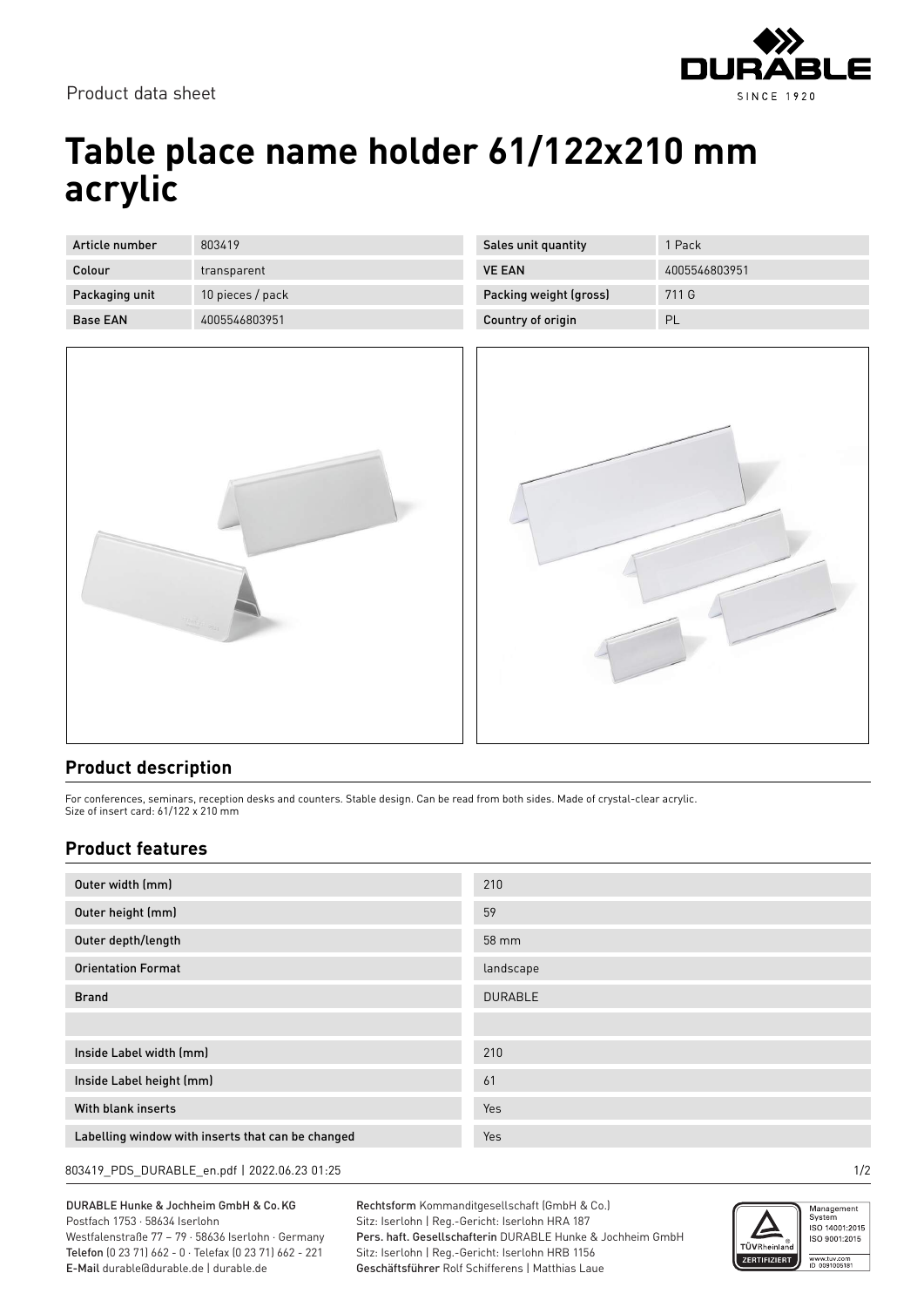Product data sheet

# Table place name holder 61/122x210 mm acrylic

| Article number | 803419 | Sales unit quantity | 1 Pack |
|---|---|---|---|
| Colour | transparent | VE EAN | 4005546803951 |
| Packaging unit | 10 pieces / pack | Packing weight (gross) | 711 G |
| Base EAN | 4005546803951 | Country of origin | PL |

## Product description

For conferences, seminars, reception desks and counters. Stable design. Can be read from both sides. Made of crystal-clear acrylic.
Size of insert card: 61/122 x 210 mm

## Product features

| | |
|---|---|
| Outer width (mm) | 210 |
| Outer height (mm) | 59 |
| Outer depth/length | 58 mm |
| Orientation Format | landscape |
| Brand | DURABLE |
| | |
| Inside Label width (mm) | 210 |
| Inside Label height (mm) | 61 |
| With blank inserts | Yes |
| Labelling window with inserts that can be changed | Yes |

DURABLE Hunke & Jochheim GmbH & Co.KG
Postfach 1753 · 58634 Iserlohn
Westfalenstraße 77 – 79 · 58636 Iserlohn · Germany
Telefon (0 23 71) 662 - 0 · Telefax (0 23 71) 662 - 221
E-Mail durable@durable.de | durable.de

Rechtsform Kommanditgesellschaft (GmbH & Co.)
Sitz: Iserlohn | Reg.-Gericht: Iserlohn HRA 187
Pers. haft. Gesellschafterin DURABLE Hunke & Jochheim GmbH
Sitz: Iserlohn | Reg.-Gericht: Iserlohn HRB 1156
Geschäftsführer Rolf Schifferens | Matthias Laue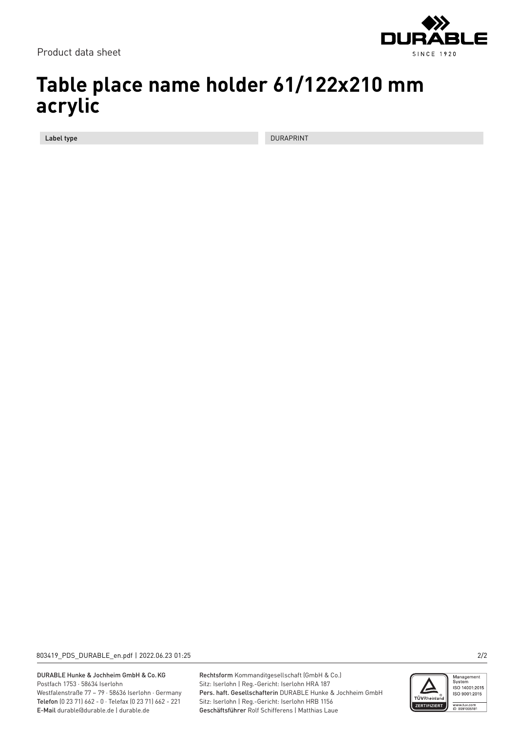# Table place name holder 61/122x210 mm acrylic

| | |
|---|---|
| Label type | DURAPRINT |